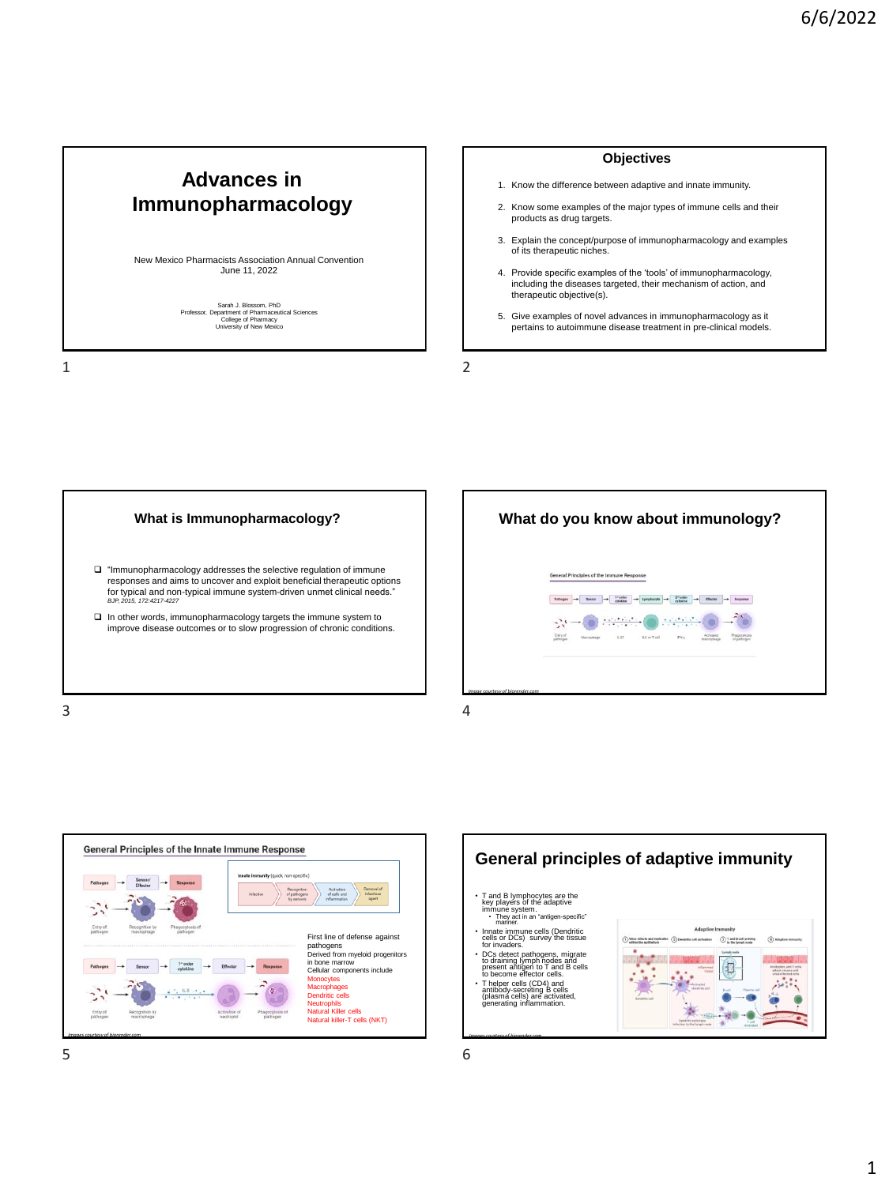## Advances in Immunopharmacology

New Mexico Pharmacists Association Annual Convention
June 11, 2022

Sarah J. Blossom, PhD
Professor, Department of Pharmaceutical Sciences
College of Pharmacy
University of New Mexico

## Objectives

1. Know the difference between adaptive and innate immunity.
2. Know some examples of the major types of immune cells and their products as drug targets.
3. Explain the concept/purpose of immunopharmacology and examples of its therapeutic niches.
4. Provide specific examples of the 'tools' of immunopharmacology, including the diseases targeted, their mechanism of action, and therapeutic objective(s).
5. Give examples of novel advances in immunopharmacology as it pertains to autoimmune disease treatment in pre-clinical models.

## What is Immunopharmacology?

- "Immunopharmacology addresses the selective regulation of immune responses and aims to uncover and exploit beneficial therapeutic options for typical and non-typical immune system-driven unmet clinical needs." *BJP, 2015, 172:4217-4227*
- In other words, immunopharmacology targets the immune system to improve disease outcomes or to slow progression of chronic conditions.

## What do you know about immunology?

General Principles of the Immune Response

Pathogen → Sensor → 1° order cytokine → Lymphocyte → 2° order cytokine → Effector → Response

*Image courtesy of biorender.com*

## General Principles of the Innate Immune Response

Innate immunity (quick, non-specific)

Infection → Recognition of pathogens by sensors → Activation of cells and inflammation → Removal of infectious agent

First line of defense against pathogens
Derived from myeloid progenitors in bone marrow
Cellular components include
Monocytes
Macrophages
Dendritic cells
Neutrophils
Natural Killer cells
Natural killer-T cells (NKT)

*Images courtesy of biorender.com*

## General principles of adaptive immunity

- T and B lymphocytes are the key players of the adaptive immune system.
  - They act in an "antigen-specific" manner.
- Innate immune cells (Dendritic cells or DCs) survey the tissue for invaders.
- DCs detect pathogens, migrate to draining lymph nodes and present antigen to T and B cells to become effector cells.
- T helper cells (CD4) and antibody-secreting B cells (plasma cells) are activated, generating inflammation.

Adaptive Immunity

*Images courtesy of biorender.com*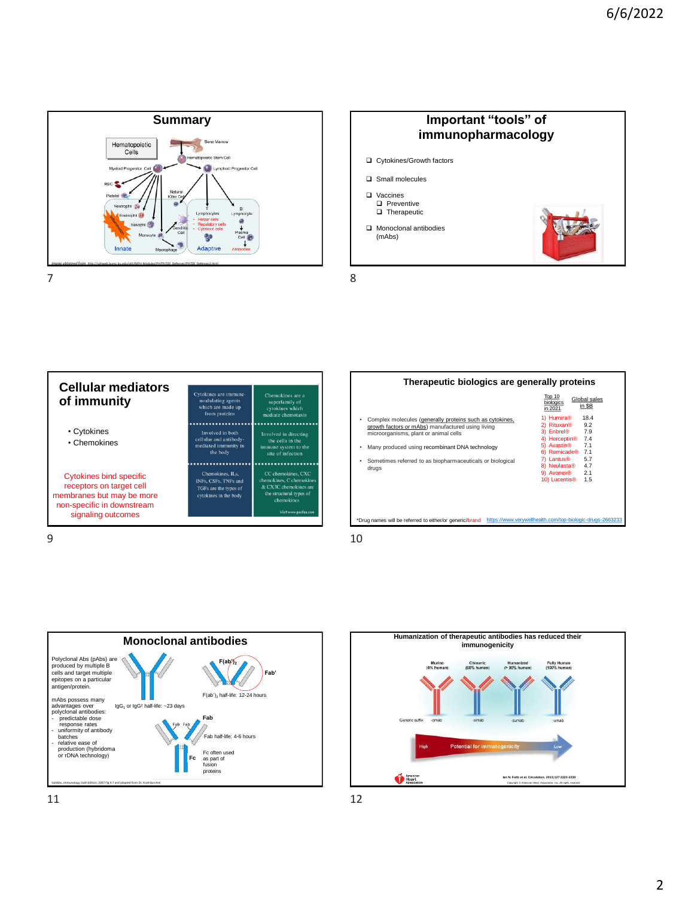## Summary

Hematopoietic Cells

Bone Marrow

Hematopoietic Stem Cell

Myeloid Progenitor Cell

Lymphoid Progenitor Cell

RBC

Platelet

Natural Killer Cell

Neutrophil

Eosinophil

Basophil

Monocyte

Dendritic Cell

Macrophage

Inflammation

T Lymphocytes

- Helper cells
- Regulatory cells
- Cytotoxic cells

B Lymphocyte

Plasma Cell

Antibodies

Innate

Adaptive

*Image obtained from http://sphweb.bumc.bu.edu/otlt/MPH-Modules/PH/PH709_Defenses/PH709_Defenses2.html*

## Important "tools" of immunopharmacology

- Cytokines/Growth factors
- Small molecules
- Vaccines
  - Preventive
  - Therapeutic
- Monoclonal antibodies (mAbs)

## Cellular mediators of immunity

- Cytokines
- Chemokines

Cytokines bind specific receptors on target cell membranes but may be more non-specific in downstream signaling outcomes

| Cytokines | Chemokines |
| --- | --- |
| Cytokines are immune-modulating agents which are made up from proteins | Chemokines are a superfamily of cytokines which mediate chemotaxis |
| Involved in both cellular and antibody-mediated immunity in the body | Involved in directing the cells in the immune system to the site of infection |
| Chemokines, ILs, INFs, CSFs, TNFs and TGFs are the types of cytokines in the body | CC chemokines, CXC chemokines, C chemokines & CX3C chemokines are the structural types of chemokines |

Visit www.pediaa.com

## Therapeutic biologics are generally proteins

- Complex molecules (generally proteins such as cytokines, growth factors or mAbs) manufactured using living microorganisms, plant or animal cells
- Many produced using recombinant DNA technology
- Sometimes referred to as biopharmaceuticals or biological drugs

| Top 10 biologics in 2021 | Global sales in $B |
| --- | --- |
| 1) Humira® | 18.4 |
| 2) Rituxan® | 9.2 |
| 3) Enbrel® | 7.9 |
| 4) Herceptin® | 7.4 |
| 5) Avastin® | 7.1 |
| 6) Remicade® | 7.1 |
| 7) Lantus® | 5.7 |
| 8) Neulasta® | 4.7 |
| 9) Avonex® | 2.1 |
| 10) Lucentis® | 1.5 |

*Drug names will be referred to either/or generic/brand https://www.verywellhealth.com/top-biologic-drugs-2663233

## Monoclonal antibodies

Polyclonal Abs (pAbs) are produced by multiple B cells and target multiple epitopes on a particular antigen/protein.

mAbs possess many advantages over polyclonal antibodies:
- predictable dose response rates
- uniformity of antibody batches
- relative ease of production (hybridoma or rDNA technology)

$IgG_1$ or $IgG^2$ half-life: ~23 days

$F(ab')_2$

Fab'

$F(ab')_2$ half-life: 12-24 hours

Fab

Fab half-life: 4-6 hours

Fc

Fc often used as part of fusion proteins

Goldsby, Immunology, Sixth Edition, 2007 Fig 4-7 and adapted from Dr. Scott Banchel

## Humanization of therapeutic antibodies has reduced their immunogenicity

| | Murine (0% human) | Chimeric (65% human) | Humanized (> 90% human) | Fully Human (100% human) |
| --- | --- | --- | --- | --- |
| Generic suffix | -omab | -ximab | -zumab | -umab |

High — Potential for immunogenicity — Low

American Heart Association

Ian N. Foltz et al. Circulation. 2013;127:2222-2230

Copyright © American Heart Association, Inc. All rights reserved.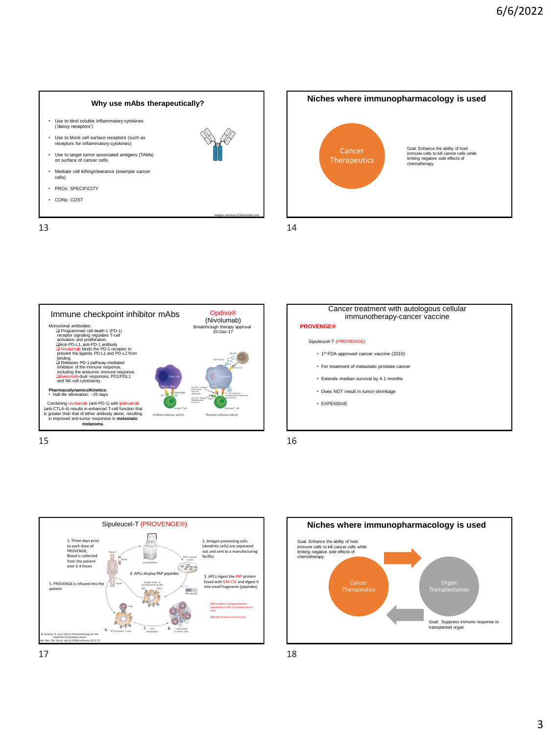## Why use mAbs therapeutically?

- Use to bind soluble inflammatory cytokines ('decoy receptors')
- Use to block cell surface receptors (such as receptors for inflammatory cytokines)
- Use to target tumor associated antigens (TAMs) on surface of cancer cells
- Mediate cell killing/clearance (example cancer cells)
- PROs: SPECIFICITY
- CONs: COST

*Images courtesy of biorender.com*

## Niches where immunopharmacology is used

Cancer Therapeutics

Goal: Enhance the ability of host immune cells to kill cancer cells while limiting negative side effects of chemotherapy.

## Immune checkpoint inhibitor mAbs

Opdivo® (Nivolumab)
Breakthrough therapy approval 20-Dec-17

Monoclonal antibodies:

- Programmed cell death-1 (PD-1) receptor signaling regulates T-cell activation and proliferation.
- Anti-PD-L1, anti-PD-1 antibody
- Nivolumab binds the PD-1 receptor to prevent the ligands PD-L1 and PD-L2 from binding.
- Releases PD-1 pathway-mediated inhibition of the immune response, including the antitumor immune response.
- Avelumab-dual responses; PD1/PDL1 and NK cell cytotoxicity.

**Pharmacodynamics/Kinetics:**

- Half-life elimination: ~25 days

Combining nivolumab (anti-PD-1) with ipilimumab (anti-CTLA-4) results in enhanced T-cell function that is greater than that of either antibody alone, resulting in improved anti-tumor responses in **metastatic melanoma**.

## Cancer treatment with autologous cellular immunotherapy-cancer vaccine

**PROVENGE®**

Sipuleucel-T (PROVENGE)

- 1[st] FDA approved cancer vaccine (2010)
- For treatment of metastatic prostate cancer
- Extends median survival by 4.1 months
- Does NOT result in tumor shrinkage
- EXPENSIVE

## Sipuleucel-T (PROVENGE®)

1. Three days prior to each dose of PROVENGE, Blood is collected from the patient over 2-4 hours
2. Antigen presenting cells (dendritic cells) are separated out and sent to a manufacturing facility
3. APCs ingest the PAP protein fused with GM-CSF and digest it into small fragments (peptides)
4. APCs display PAP peptides
5. PROVENGE is infused into the patient
6. APCs activates T cells
7. T cell proliferation
8. T cells attach to cancer cells

PAP=prostatic acid phosphatase Expressed on 95% of prostate cancer Cells.

GM-CSF=immune cell activator

Di Lorenzo, G. *et al.* (2011) Immunotherapy for the treatment of prostate cancer *Nat. Rev. Clin. Oncol.* doi:10.1038/nrclinonc.2011.72

## Niches where immunopharmacology is used

Goal: Enhance the ability of host immune cells to kill cancer cells while limiting negative side effects of chemotherapy.

Cancer Therapeutics

Organ Transplantation

Goal: Suppress immune response to transplanted organ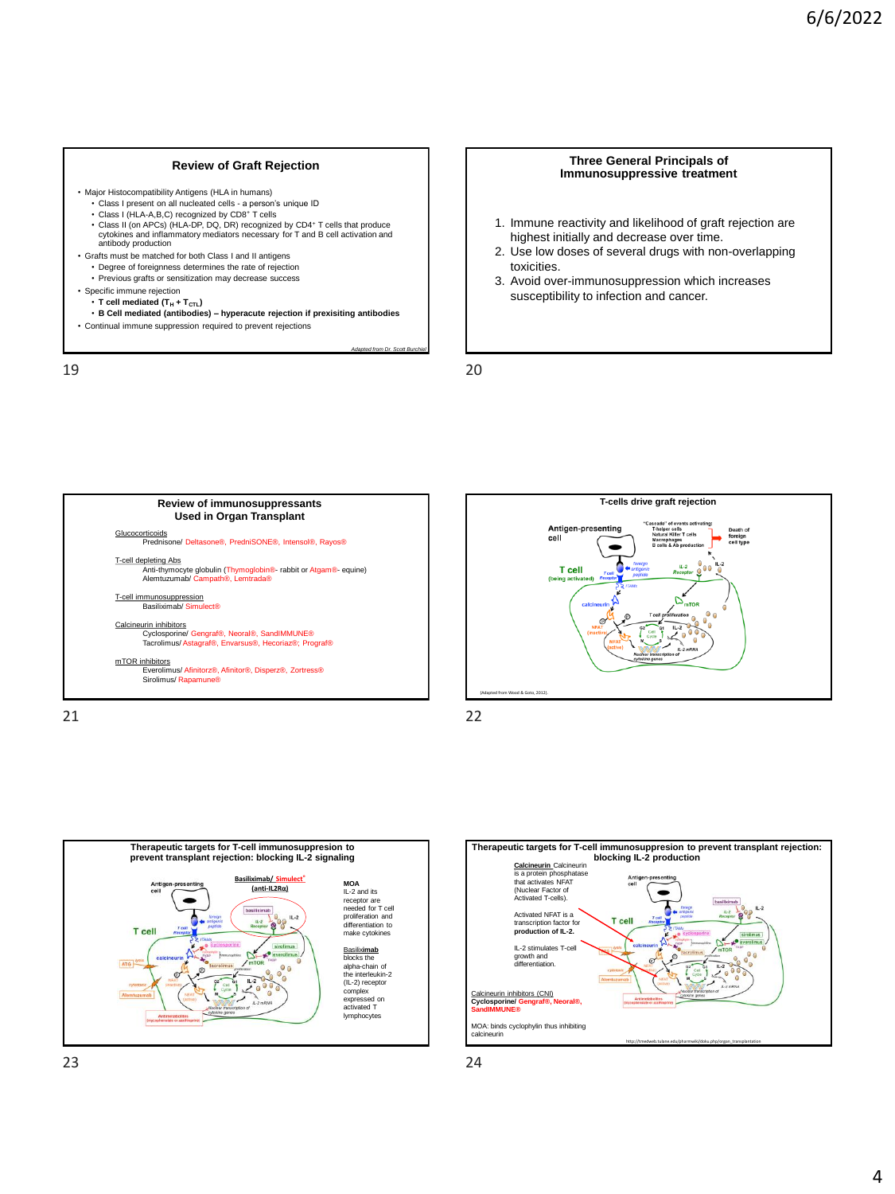## Review of Graft Rejection

- Major Histocompatibility Antigens (HLA in humans)
  - Class I present on all nucleated cells - a person's unique ID
  - Class I (HLA-A,B,C) recognized by $CD8^+$ T cells
  - Class II (on APCs) (HLA-DP, DQ, DR) recognized by $CD4^+$ T cells that produce cytokines and inflammatory mediators necessary for T and B cell activation and antibody production
- Grafts must be matched for both Class I and II antigens
  - Degree of foreignness determines the rate of rejection
  - Previous grafts or sensitization may decrease success
- Specific immune rejection
  - **T cell mediated ($T_H$ + $T_{CTL}$)**
  - **B Cell mediated (antibodies) – hyperacute rejection if prexisiting antibodies**
- Continual immune suppression required to prevent rejections

*Adapted from Dr. Scott Burchiel*

## Three General Principals of Immunosuppressive treatment

1. Immune reactivity and likelihood of graft rejection are highest initially and decrease over time.
2. Use low doses of several drugs with non-overlapping toxicities.
3. Avoid over-immunosuppression which increases susceptibility to infection and cancer.

## Review of immunosuppressants Used in Organ Transplant

Glucocorticoids
Prednisone/ Deltasone®, PredniSONE®, Intensol®, Rayos®

T-cell depleting Abs
Anti-thymocyte globulin (Thymoglobin®- rabbit or Atgam®- equine)
Alemtuzumab/ Campath®, Lemtrada®

T-cell immunosuppression
Basiliximab/ Simulect®

Calcineurin inhibitors
Cyclosporine/ Gengraf®, Neoral®, SandIMMUNE®
Tacrolimus/ Astagraf®, Envarsus®, Hecoriaz®; Prograf®

mTOR inhibitors
Everolimus/ Afinitor®, Afinitor®, Disperz®, Zortress®
Sirolimus/ Rapamune®

## T-cells drive graft rejection

(Adapted from Wood & Goto, 2012).

## Therapeutic targets for T-cell immunosuppresion to prevent transplant rejection: blocking IL-2 signaling

**Basiliximab/ Simulect® (anti-IL2Rα)**

**MOA**
IL-2 and its receptor are needed for T cell proliferation and differentiation to make cytokines

**Basiliximab** blocks the alpha-chain of the interleukin-2 (IL-2) receptor complex expressed on activated T lymphocytes

## Therapeutic targets for T-cell immunosuppresion to prevent transplant rejection: blocking IL-2 production

**Calcineurin** Calcineurin is a protein phosphatase that activates NFAT (Nuclear Factor of Activated T-cells).

Activated NFAT is a transcription factor for **production of IL-2.**

IL-2 stimulates T-cell growth and differentiation.

Calcineurin inhibitors (CNI)
**Cyclosporine/ Gengraf®, Neoral®, SandIMMUNE®**

MOA: binds cyclophylin thus inhibiting calcineurin

http://tmedweb.tulane.edu/pharmwiki/doku.php/organ_transplantation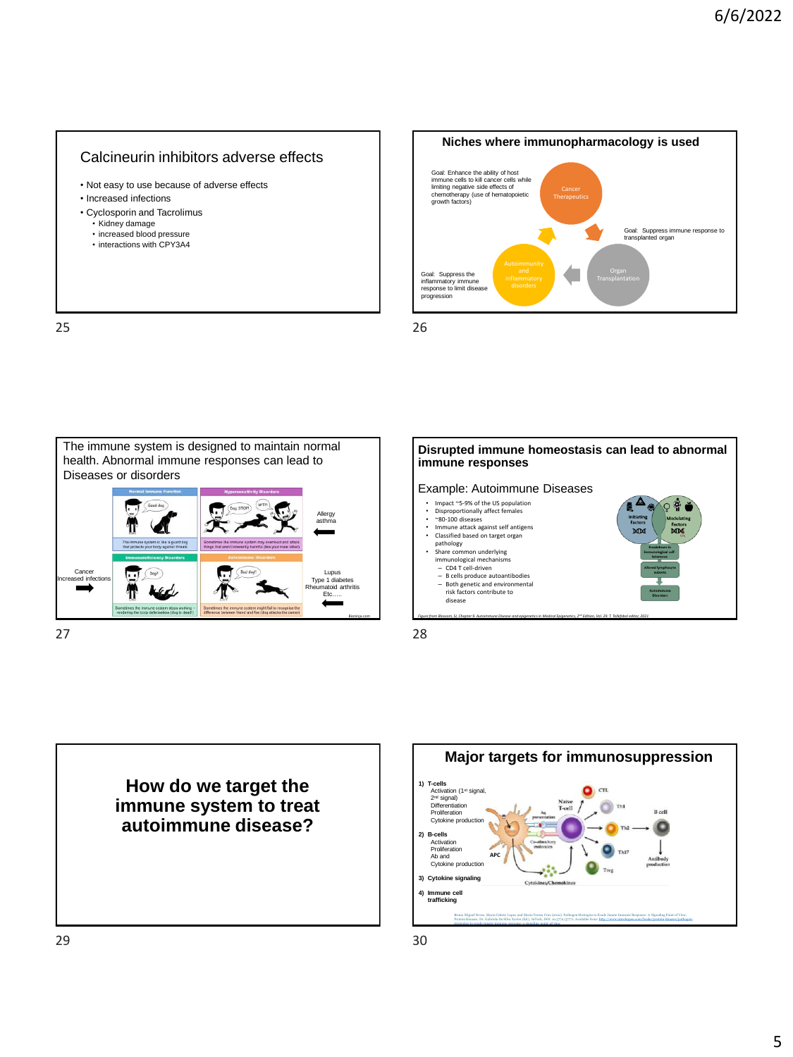## Calcineurin inhibitors adverse effects

- Not easy to use because of adverse effects
- Increased infections
- Cyclosporin and Tacrolimus
  - Kidney damage
  - increased blood pressure
  - interactions with CPY3A4

## Niches where immunopharmacology is used

Goal: Enhance the ability of host immune cells to kill cancer cells while limiting negative side effects of chemotherapy (use of hematopoietic growth factors)

Cancer Therapeutics

Goal: Suppress immune response to transplanted organ

Organ Transplantation

Goal: Suppress the inflammatory immune response to limit disease progression

Autoimmunity and Inflammatory disorders

The immune system is designed to maintain normal health. Abnormal immune responses can lead to Diseases or disorders

Normal Immune Function

Hypersensitivity Disorders

Immunodeficiency Disorders

Autoimmune Disorders

Allergy asthma

Cancer
Increased infections

Lupus
Type 1 diabetes
Rheumatoid arthritis
Etc…..

## Disrupted immune homeostasis can lead to abnormal immune responses

### Example: Autoimmune Diseases

- Impact ~5-9% of the US population
- Disproportionally affect females
- ~80-100 diseases
- Immune attack against self antigens
- Classified based on target organ pathology
- Share common underlying immunological mechanisms
  - CD4 T cell-driven
  - B cells produce autoantibodies
  - Both genetic and environmental risk factors contribute to disease

*Figure from Blossom, SJ, Chapter 9. Autoimmune Disease and epigenetics in Medical Epigenetics, 2nd Edition, Vol. 29. T. Tollefsbol editor, 2021*

# How do we target the immune system to treat autoimmune disease?

## Major targets for immunosuppression

1) T-cells
   - Activation (1st signal, 2nd signal)
   - Differentiation
   - Proliferation
   - Cytokine production
2) B-cells
   - Activation
   - Proliferation
   - Ab and Cytokine production
3) Cytokine signaling
4) Immune cell trafficking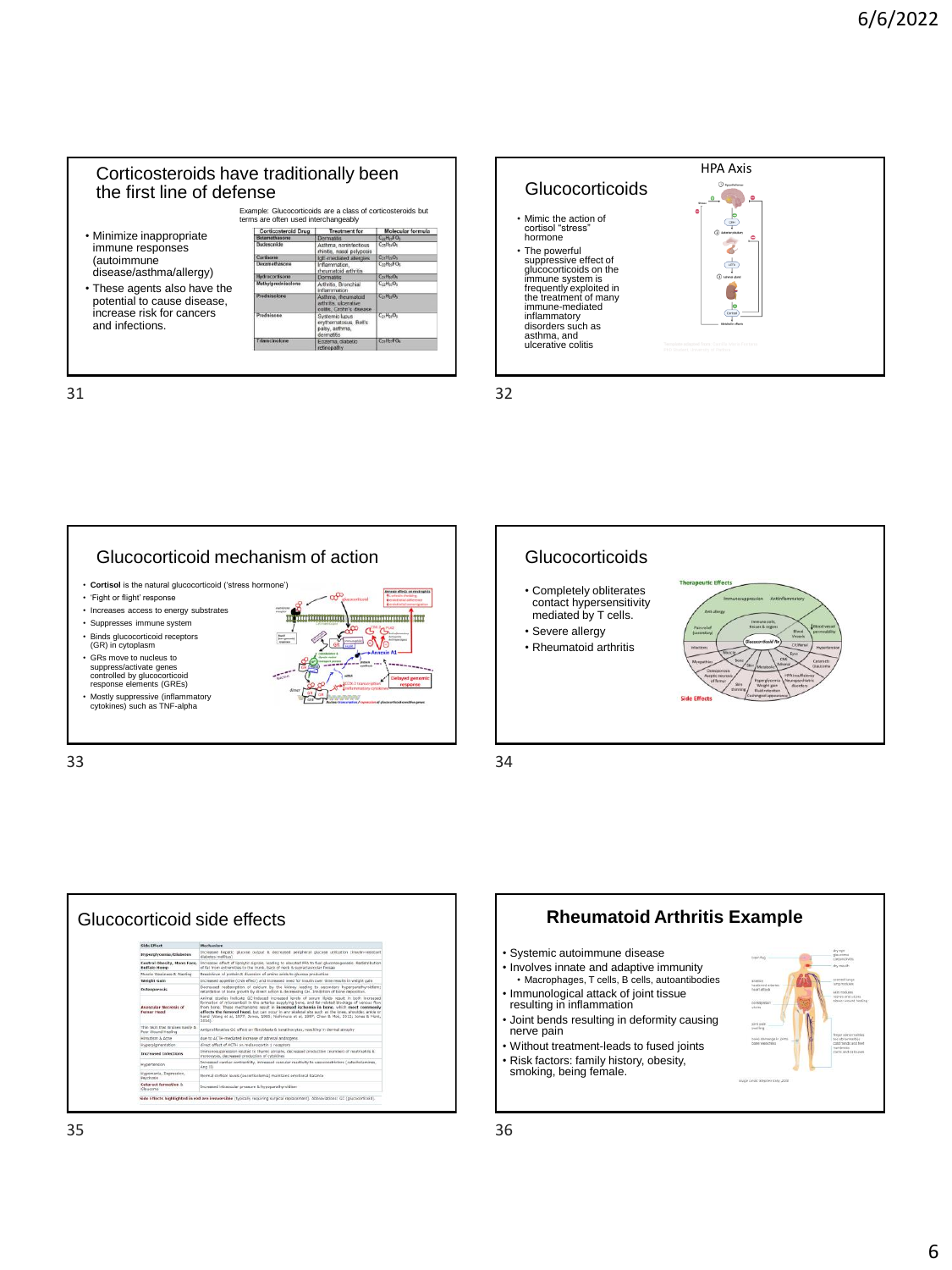## Corticosteroids have traditionally been the first line of defense

- Minimize inappropriate immune responses (autoimmune disease/asthma/allergy)
- These agents also have the potential to cause disease, increase risk for cancers and infections.

Example: Glucocorticoids are a class of corticosteroids but terms are often used interchangeably

| Corticosteroid Drug | Treatment for | Molecular formula |
|---|---|---|
| Betamethasone | Dermatitis | $C_{22}H_{29}FO_5$ |
| Budesonide | Asthma, noninfectious rhinitis, nasal polyposis | $C_{25}H_{34}O_6$ |
| Cortisone | IgE-mediated allergies | $C_{21}H_{28}O_5$ |
| Dexamethasone | Inflammation, rheumatoid arthritis | $C_{22}H_{29}FO_5$ |
| Hydrocortisone | Dermatitis | $C_{21}H_{30}O_5$ |
| Methylprednisolone | Arthritis, Bronchial inflammation | $C_{22}H_{30}O_5$ |
| Prednisolone | Asthma, rheumatoid arthritis, ulcerative colitis, Crohn's disease | $C_{21}H_{28}O_5$ |
| Prednisone | Systemic lupus erythematosus, Bell's palsy, asthma, dermatitis | $C_{21}H_{26}O_5$ |
| Triamcinolone | Eczema, diabetic retinopathy | $C_{21}H_{27}FO_6$ |

## Glucocorticoids

- Mimic the action of cortisol "stress" hormone
- The powerful suppressive effect of glucocorticoids on the immune system is frequently exploited in the treatment of many immune-mediated inflammatory disorders such as asthma, and ulcerative colitis

HPA Axis

## Glucocorticoid mechanism of action

- **Cortisol** is the natural glucocorticoid ('stress hormone')
- 'Fight or flight' response
- Increases access to energy substrates
- Suppresses immune system
- Binds glucocorticoid receptors (GR) in cytoplasm
- GRs move to nucleus to suppress/activate genes controlled by glucocorticoid response elements (GREs)
- Mostly suppressive (inflammatory cytokines) such as TNF-alpha

## Glucocorticoids

- Completely obliterates contact hypersensitivity mediated by T cells.
- Severe allergy
- Rheumatoid arthritis

## Glucocorticoid side effects

| Side Effect | Mechanism |
|---|---|
| Hyperglycemia/Diabetes | Increased hepatic glucose output & decreased peripheral glucose utilization (insulin-resistant diabetes mellitus) |
| Central Obesity, Moon Face, Buffalo Hump | Increased effect of lipolytic signals, leading to elevated FFA to fuel gluconeogenesis. Redistribution of fat from extremities to the trunk, back of neck & supraclavicular tissue |
| Muscle Weakness & Wasting | Breakdown of protein & diversion of amino acids to glucose production |
| Weight Gain | Increased appetite (CNS effect) and increased need for insulin (see: time results in weight gain |
| Osteoporosis | Decreased reabsorption of calcium by the kidney leading to secondary hyperparathyroidism; retardation of bone growth by direct action & decreasing GH; inhibition of bone deposition. |
| Avascular Necrosis of Femur Head | Animal studies indicate GC-induced increased levels of serum lipids result in both increased formation of microemboli in the arteries supplying bone, and the related blockage of venous flow from bone. These mechanisms result in **increased ischemia in bone**, which **most commonly affects the femoral head**, but can occur in any skeletal site such as the shoulder, ankle or hand (Wang et al., 1977; Jones, 1985; Hoffmann et al., 1997; Chan & Mok, 2012; Jones & Hunt, 2014). |
| Thin skin that bruises easily & Poor Wound Healing | Antiproliferative GC effect on fibroblasts & keratinocytes, resulting in dermal atrophy |
| Hirsutism & Acne | due to AC TH-mediated increase of adrenal androgens |
| Hyperpigmentation | direct effect of ACTH on melanocortin 1 receptors |
| Increased Infections | Immunosuppression related to thymic atrophy, decreased production (numbers) of neutrophils & monocytes, decreased production of cytokines |
| Hypertension | Increased cardiac contractility; increased vascular reactivity to vasoconstrictors (catecholamines, Ang II) |
| Euphoria, Depression, Psychosis | Normal cortisol levels (eucortisolemia) maintains emotional balance |
| Cataract formation & Glaucoma | Increased intraocular pressure & hypoproteinemia |

Side Effects highlighted in red are irreversible (typically requiring surgical replacement). Abbreviations: GC (glucocorticoid)

## Rheumatoid Arthritis Example

- Systemic autoimmune disease
- Involves innate and adaptive immunity
  - Macrophages, T cells, B cells, autoantibodies
- Immunological attack of joint tissue resulting in inflammation
- Joint bends resulting in deformity causing nerve pain
- Without treatment-leads to fused joints
- Risk factors: family history, obesity, smoking, being female.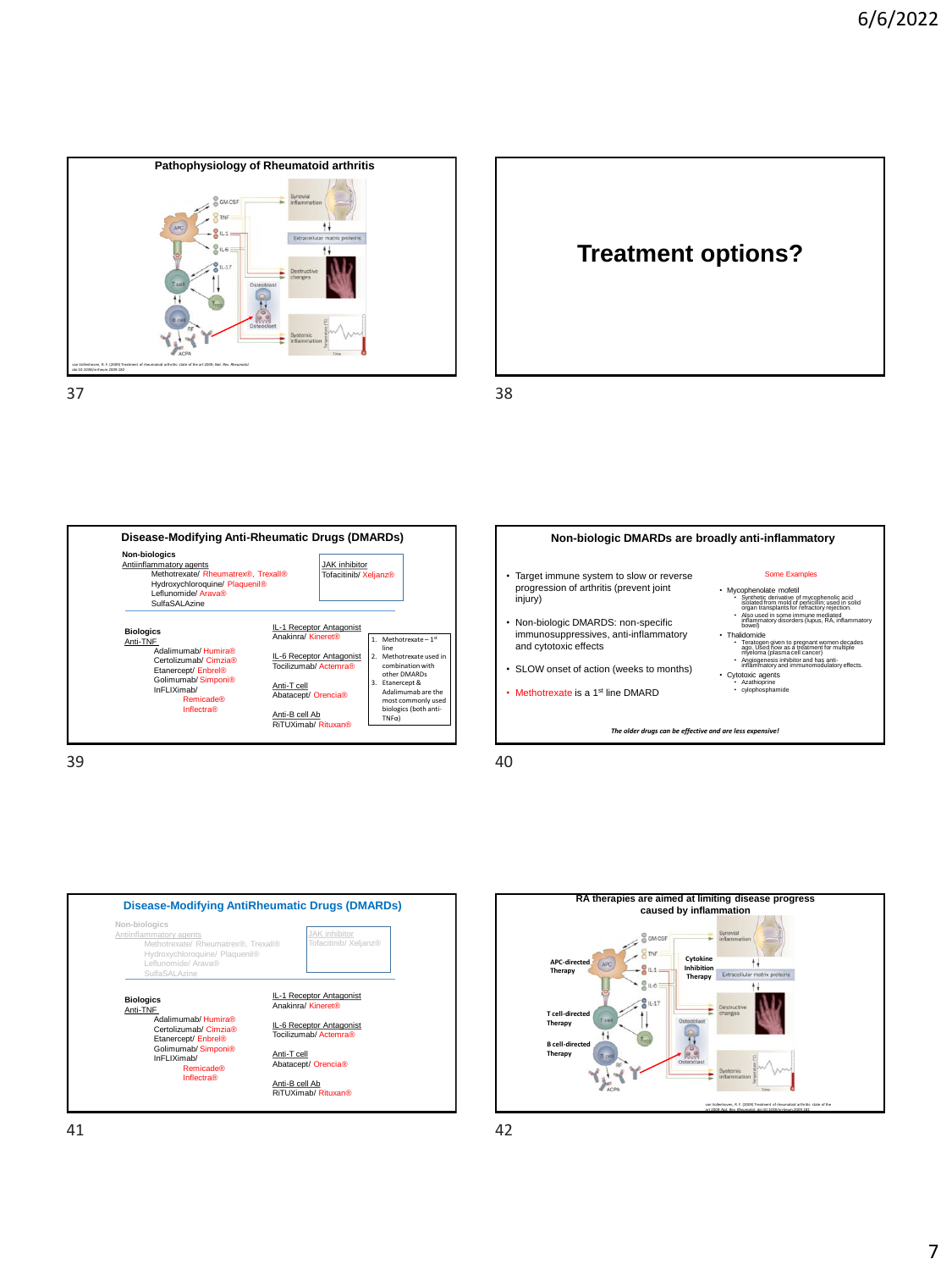## Pathophysiology of Rheumatoid arthritis

GM-CSF, TNF, IL-1, IL-6, IL-17, APC, T cell, $T_{reg}$, B cell, RF, ACPA, Osteoblast, Osteoclast

Synovial inflammation

Extracellular matrix proteins

Destructive changes

Systemic inflammation

van Vollenhoven, R. F. (2009) Treatment of rheumatoid arthritis: state of the art 2009. Nat. Rev. Rheumatol doi:10.1038/nrrheum.2009.182

## Treatment options?

## Disease-Modifying Anti-Rheumatic Drugs (DMARDs)

**Non-biologics**

Antiinflammatory agents
- Methotrexate/ Rheumatrex®, Trexall®
- Hydroxychloroquine/ Plaquenil®
- Leflunomide/ Arava®
- SulfaSALAzine

JAK inhibitor
- Tofacitinib/ Xeljanz®

**Biologics**

Anti-TNF
- Adalimumab/ Humira®
- Certolizumab/ Cimzia®
- Etanercept/ Enbrel®
- Golimumab/ Simponi®
- InFLIXimab/ Remicade® Inflectra®

IL-1 Receptor Antagonist
- Anakinra/ Kineret®

IL-6 Receptor Antagonist
- Tocilizumab/ Actemra®

Anti-T cell
- Abatacept/ Orencia®

Anti-B cell Ab
- RiTUXimab/ Rituxan®

1. Methotrexate – 1[st] line
2. Methotrexate used in combination with other DMARDs
3. Etanercept & Adalimumab are the most commonly used biologics (both anti-TNFα)

## Non-biologic DMARDs are broadly anti-inflammatory

- Target immune system to slow or reverse progression of arthritis (prevent joint injury)
- Non-biologic DMARDS: non-specific immunosuppressives, anti-inflammatory and cytotoxic effects
- SLOW onset of action (weeks to months)
- Methotrexate is a 1[st] line DMARD

Some Examples
- Mycophenolate mofetil
  - Synthetic derivative of mycophenolic acid isolated from mold of penicillin; used in solid organ transplants for refractory rejection.
  - Also used in some immune mediated inflammatory disorders (lupus, RA, inflammatory bowel)
- Thalidomide
  - Teratogen given to pregnant women decades ago. Used now as a treatment for multiple myeloma (plasma cell cancer)
  - Angiogenesis inhibitor and has anti-inflammatory and immunomodulatory effects.
- Cytotoxic agents
  - Azathioprine
  - cylophosphamide

*The older drugs can be effective and are less expensive!*

## Disease-Modifying AntiRheumatic Drugs (DMARDs)

Non-biologics

Antiinflammatory agents
- Methotrexate/ Rheumatrex®, Trexall®
- Hydroxychloroquine/ Plaquenil®
- Leflunomide/ Arava®
- SulfaSALAzine

JAK inhibitor
- Tofacitinib/ Xeljanz®

**Biologics**

Anti-TNF
- Adalimumab/ Humira®
- Certolizumab/ Cimzia®
- Etanercept/ Enbrel®
- Golimumab/ Simponi®
- InFLIXimab/ Remicade® Inflectra®

IL-1 Receptor Antagonist
- Anakinra/ Kineret®

IL-6 Receptor Antagonist
- Tocilizumab/ Actemra®

Anti-T cell
- Abatacept/ Orencia®

Anti-B cell Ab
- RiTUXimab/ Rituxan®

## RA therapies are aimed at limiting disease progress caused by inflammation

APC-directed Therapy

T cell-directed Therapy

B cell-directed Therapy

Cytokine Inhibition Therapy

GM-CSF, TNF, IL-1, IL-6, IL-17, APC, T cell, $T_{reg}$, B cell, RF, ACPA, Osteoblast, Osteoclast

Synovial inflammation

Extracellular matrix proteins

Destructive changes

Systemic inflammation

van Vollenhoven, R. F. (2009) Treatment of rheumatoid arthritis: state of the art 2009. Nat. Rev. Rheumatol. doi:10.1038/nrrheum.2009.182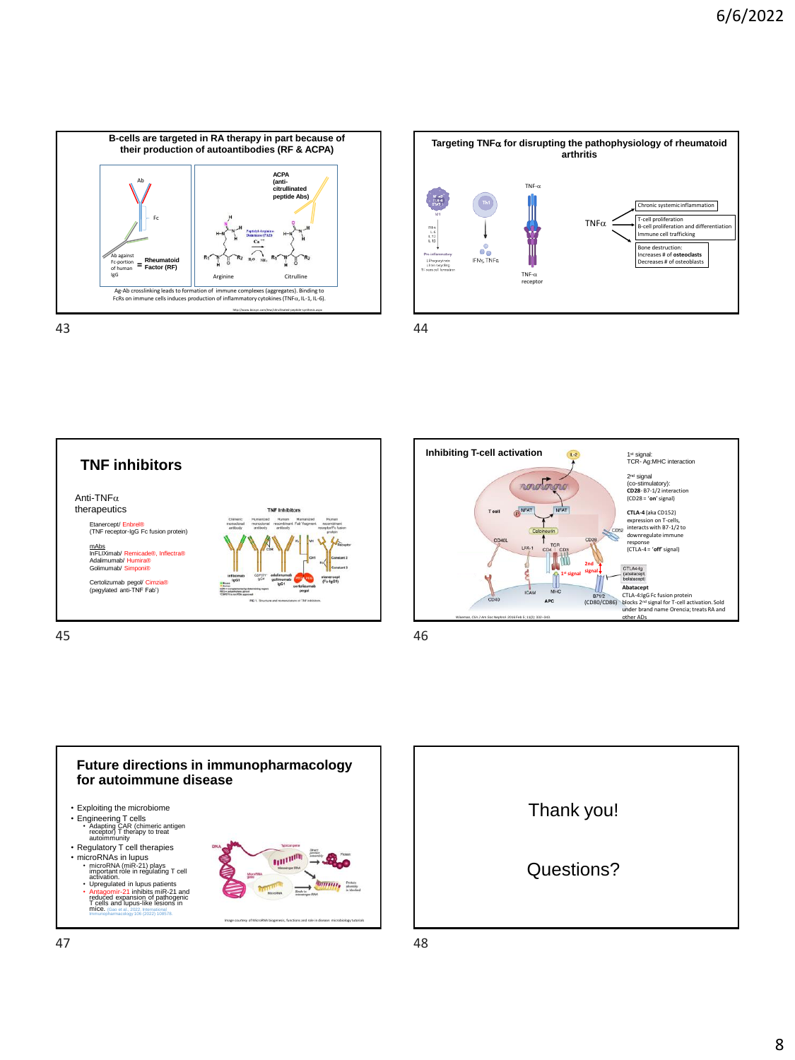## B-cells are targeted in RA therapy in part because of their production of autoantibodies (RF & ACPA)

Ab

Fc

Ab against Fc-portion of human IgG = Rheumatoid Factor (RF)

ACPA (anti-citrullinated peptide Abs)

Peptidyl-Arginine-Deiminase (PAD)

$Ca^{2+}$

$H_2O$ $NH_3$

Arginine

Citrulline

Ag-Ab crosslinking leads to formation of immune complexes (aggregates). Binding to FcRs on immune cells induces production of inflammatory cytokines (TNFα, IL-1, IL-6).

## Targeting TNFα for disrupting the pathophysiology of rheumatoid arthritis

TNF-α

M1

Th1

IFNγ, TNFα

TNF-α receptor

TNFα

- Chronic systemic inflammation
- T-cell proliferation; B-cell proliferation and differentiation; Immune cell trafficking
- Bone destruction: Increases # of **osteoclasts**; Decreases # of osteoblasts

## TNF inhibitors

Anti-TNFα therapeutics

Etanercept/ Enbrel®
(TNF receptor-IgG Fc fusion protein)

mAbs
InFLIXimab/ Remicade®, Inflectra®
Adalimumab/ Humira®
Golimumab/ Simponi®

Certolizumab pegol/ Cimzia®
(pegylated anti-TNF Fab')

TNF Inhibitors

Chimeric monoclonal antibody; Humanized monoclonal antibody; Human recombinant antibody; Humanized recombinant Fab' fragment; Human recombinant receptor/Fc fusion protein

infliximab IgG1; CDP571 IgG4; adalimumab golimumab IgG1; certolizumab pegol; etanercept (Fc-IgG1)

FIG 1. Structure and nomenclature of TNF inhibitors.

## Inhibiting T-cell activation

1st signal:
TCR- Ag:MHC interaction

2nd signal
(co-stimulatory):
**CD28**- B7-1/2 interaction
(CD28 = '**on**' signal)

**CTLA-4** (aka CD152)
expression on T-cells,
interacts with B7-1/2 to
downregulate immune
response
(CTLA-4 = '**off**' signal)

**Abatacept**
CTLA-4:IgG Fc fusion protein
blocks 2nd signal for T-cell activation. Sold under brand name Orencia; treats RA and other ADs

T cell, IL-2, NFAT, Calcineurin, CD40L, LFA-1, CD4, TCR, CD3, CD28, CD152, CTLA4-Ig (abatacept, belatacept), 1st signal, 2nd signal, CD40, ICAM, MHC, APC, B7-1/2 (CD80/CD86)

## Future directions in immunopharmacology for autoimmune disease

- Exploiting the microbiome
- Engineering T cells
  - Adapting CAR (chimeric antigen receptor) T therapy to treat autoimmunity
- Regulatory T cell therapies
- microRNAs in lupus
  - microRNA (miR-21) plays important role in regulating T cell activation.
  - Upregulated in lupus patients
  - Antagomir-21 inhibits miR-21 and reduced expansion of pathogenic T cells and lupus-like lesions in mice. (Gao et al., 2022, International Immunopharmacology 106 (2022) 108578)

Image courtesy of MicroRNA biogenesis, functions and role in disease: microbiology tutorials

## Thank you!

## Questions?